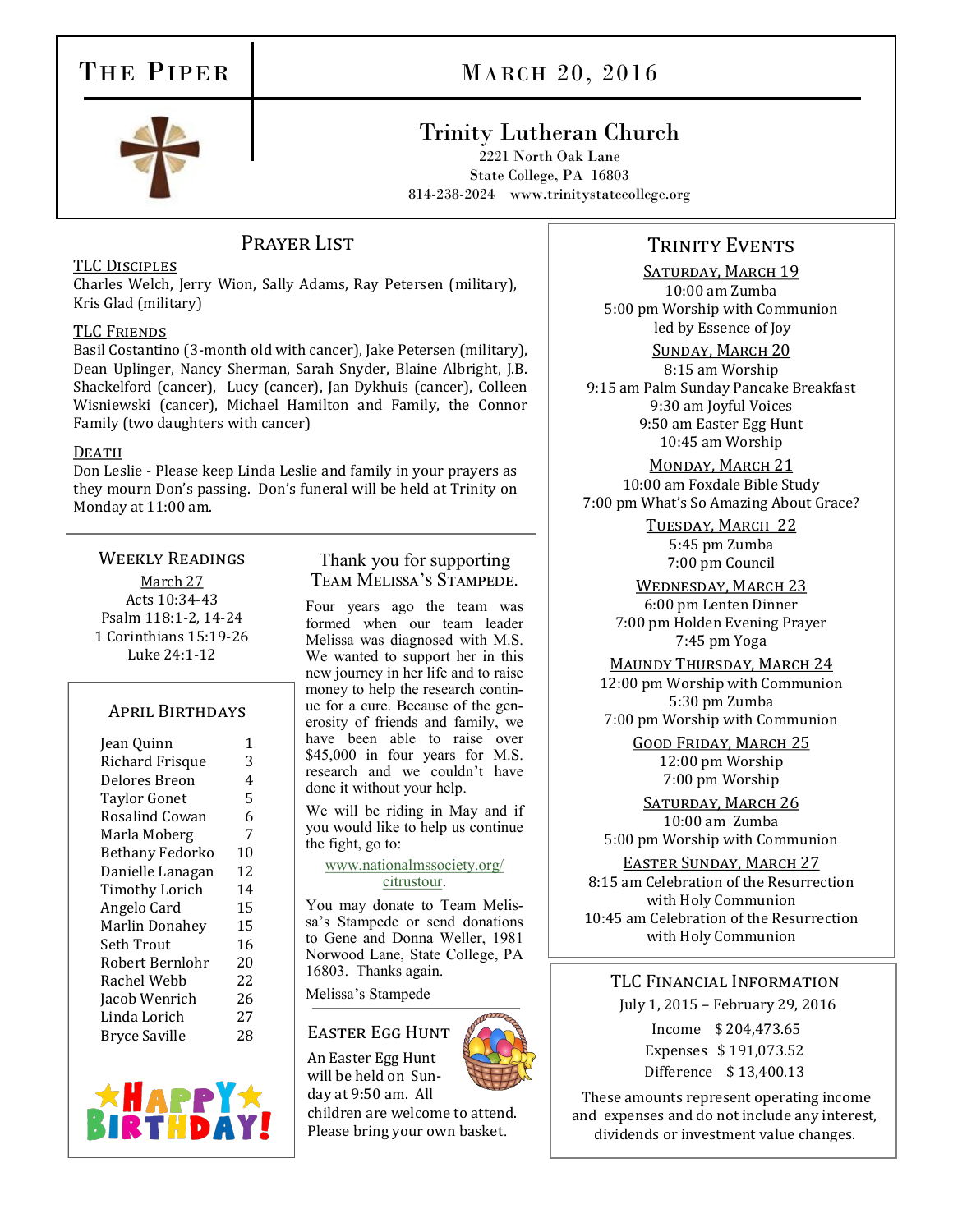# The Piper

March 20, 2016

## Trinity Lutheran Church

2221 North Oak Lane
State College, PA 16803
814-238-2024 www.trinitystatecollege.org

## Prayer List

**TLC Disciples**

Charles Welch, Jerry Wion, Sally Adams, Ray Petersen (military), Kris Glad (military)

**TLC Friends**

Basil Costantino (3-month old with cancer), Jake Petersen (military), Dean Uplinger, Nancy Sherman, Sarah Snyder, Blaine Albright, J.B. Shackelford (cancer), Lucy (cancer), Jan Dykhuis (cancer), Colleen Wisniewski (cancer), Michael Hamilton and Family, the Connor Family (two daughters with cancer)

**Death**

Don Leslie - Please keep Linda Leslie and family in your prayers as they mourn Don's passing. Don's funeral will be held at Trinity on Monday at 11:00 am.

## Weekly Readings

**March 27**

Acts 10:34-43
Psalm 118:1-2, 14-24
1 Corinthians 15:19-26
Luke 24:1-12

## April Birthdays

| Name | Day |
|---|---|
| Jean Quinn | 1 |
| Richard Frisque | 3 |
| Delores Breon | 4 |
| Taylor Gonet | 5 |
| Rosalind Cowan | 6 |
| Marla Moberg | 7 |
| Bethany Fedorko | 10 |
| Danielle Lanagan | 12 |
| Timothy Lorich | 14 |
| Angelo Card | 15 |
| Marlin Donahey | 15 |
| Seth Trout | 16 |
| Robert Bernlohr | 20 |
| Rachel Webb | 22 |
| Jacob Wenrich | 26 |
| Linda Lorich | 27 |
| Bryce Saville | 28 |

Happy Birthday!

## Thank you for supporting Team Melissa's Stampede.

Four years ago the team was formed when our team leader Melissa was diagnosed with M.S. We wanted to support her in this new journey in her life and to raise money to help the research continue for a cure. Because of the generosity of friends and family, we have been able to raise over $45,000 in four years for M.S. research and we couldn't have done it without your help.

We will be riding in May and if you would like to help us continue the fight, go to:

www.nationalmssociety.org/citrustour.

You may donate to Team Melissa's Stampede or send donations to Gene and Donna Weller, 1981 Norwood Lane, State College, PA 16803. Thanks again.

Melissa's Stampede

## Easter Egg Hunt

An Easter Egg Hunt will be held on Sunday at 9:50 am. All children are welcome to attend. Please bring your own basket.

## Trinity Events

**Saturday, March 19**

10:00 am Zumba
5:00 pm Worship with Communion led by Essence of Joy

**Sunday, March 20**

8:15 am Worship
9:15 am Palm Sunday Pancake Breakfast
9:30 am Joyful Voices
9:50 am Easter Egg Hunt
10:45 am Worship

**Monday, March 21**

10:00 am Foxdale Bible Study
7:00 pm What's So Amazing About Grace?

**Tuesday, March 22**

5:45 pm Zumba
7:00 pm Council

**Wednesday, March 23**

6:00 pm Lenten Dinner
7:00 pm Holden Evening Prayer
7:45 pm Yoga

**Maundy Thursday, March 24**

12:00 pm Worship with Communion
5:30 pm Zumba
7:00 pm Worship with Communion

**Good Friday, March 25**

12:00 pm Worship
7:00 pm Worship

**Saturday, March 26**

10:00 am Zumba
5:00 pm Worship with Communion

**Easter Sunday, March 27**

8:15 am Celebration of the Resurrection with Holy Communion
10:45 am Celebration of the Resurrection with Holy Communion

## TLC Financial Information

July 1, 2015 – February 29, 2016

| | |
|---|---|
| Income | $ 204,473.65 |
| Expenses | $ 191,073.52 |
| Difference | $ 13,400.13 |

These amounts represent operating income and expenses and do not include any interest, dividends or investment value changes.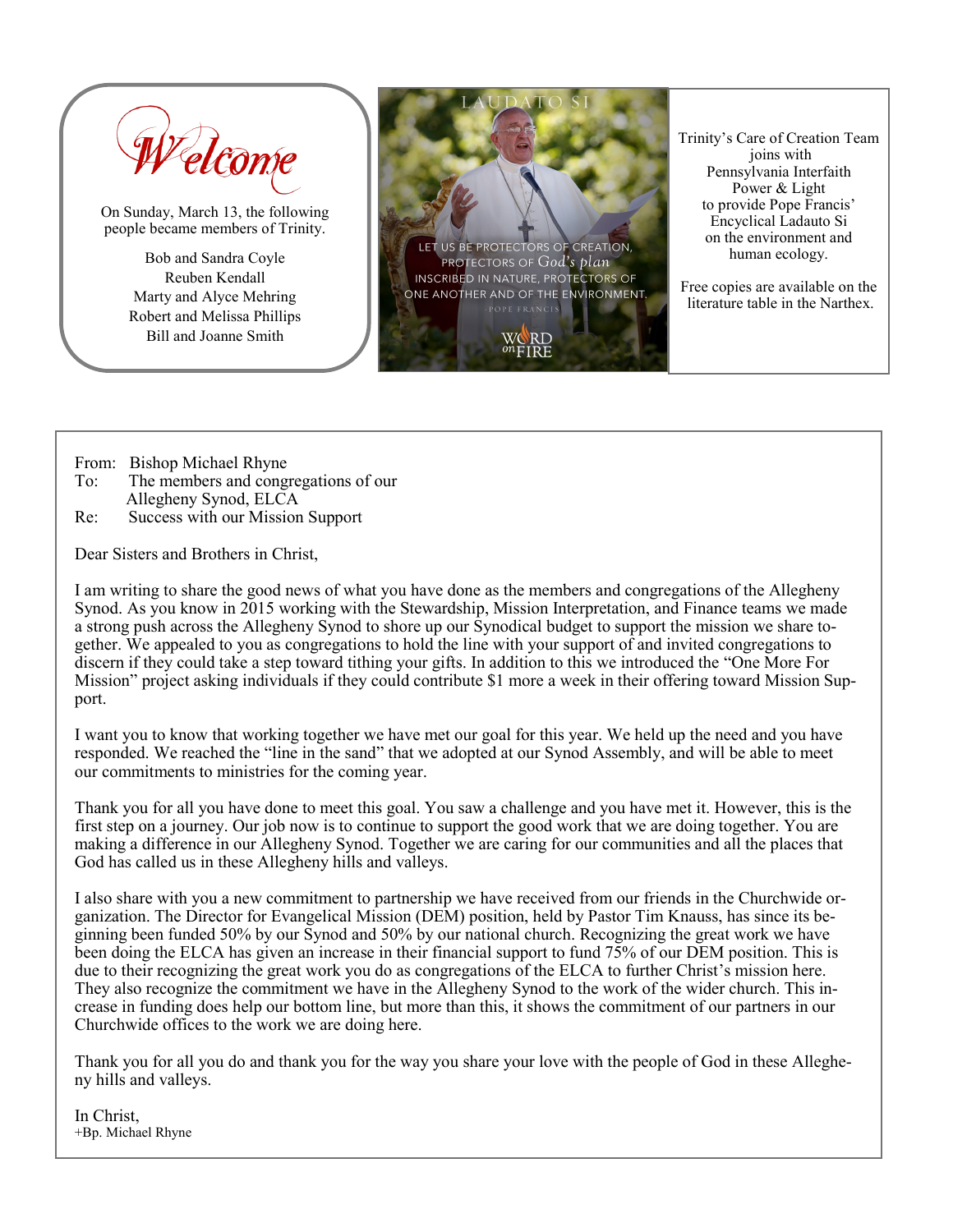# Welcome

On Sunday, March 13, the following people became members of Trinity.

Bob and Sandra Coyle
Reuben Kendall
Marty and Alyce Mehring
Robert and Melissa Phillips
Bill and Joanne Smith

LAUDATO SI

LET US BE PROTECTORS OF CREATION, PROTECTORS OF *God's plan* INSCRIBED IN NATURE, PROTECTORS OF ONE ANOTHER AND OF THE ENVIRONMENT.
-POPE FRANCIS-

WORD on FIRE

Trinity's Care of Creation Team joins with Pennsylvania Interfaith Power & Light to provide Pope Francis' Encyclical Ladauto Si on the environment and human ecology.

Free copies are available on the literature table in the Narthex.

---

From: Bishop Michael Rhyne
To: The members and congregations of our Allegheny Synod, ELCA
Re: Success with our Mission Support

Dear Sisters and Brothers in Christ,

I am writing to share the good news of what you have done as the members and congregations of the Allegheny Synod. As you know in 2015 working with the Stewardship, Mission Interpretation, and Finance teams we made a strong push across the Allegheny Synod to shore up our Synodical budget to support the mission we share together. We appealed to you as congregations to hold the line with your support of and invited congregations to discern if they could take a step toward tithing your gifts. In addition to this we introduced the "One More For Mission" project asking individuals if they could contribute $1 more a week in their offering toward Mission Support.

I want you to know that working together we have met our goal for this year. We held up the need and you have responded. We reached the "line in the sand" that we adopted at our Synod Assembly, and will be able to meet our commitments to ministries for the coming year.

Thank you for all you have done to meet this goal. You saw a challenge and you have met it. However, this is the first step on a journey. Our job now is to continue to support the good work that we are doing together. You are making a difference in our Allegheny Synod. Together we are caring for our communities and all the places that God has called us in these Allegheny hills and valleys.

I also share with you a new commitment to partnership we have received from our friends in the Churchwide organization. The Director for Evangelical Mission (DEM) position, held by Pastor Tim Knauss, has since its beginning been funded 50% by our Synod and 50% by our national church. Recognizing the great work we have been doing the ELCA has given an increase in their financial support to fund 75% of our DEM position. This is due to their recognizing the great work you do as congregations of the ELCA to further Christ's mission here. They also recognize the commitment we have in the Allegheny Synod to the work of the wider church. This increase in funding does help our bottom line, but more than this, it shows the commitment of our partners in our Churchwide offices to the work we are doing here.

Thank you for all you do and thank you for the way you share your love with the people of God in these Allegheny hills and valleys.

In Christ,
+Bp. Michael Rhyne